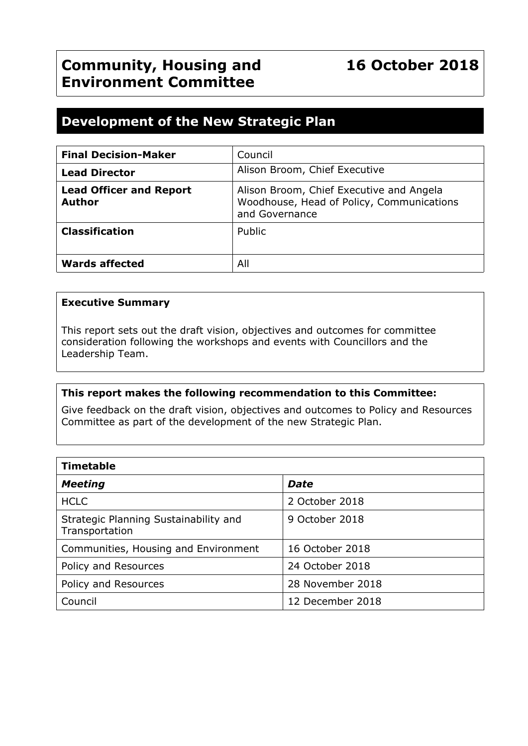# Community, Housing and Environment Committee

# 16 October 2018

## Development of the New Strategic Plan

| **Final Decision-Maker** | Council |
|---|---|
| **Lead Director** | Alison Broom, Chief Executive |
| **Lead Officer and Report Author** | Alison Broom, Chief Executive and Angela Woodhouse, Head of Policy, Communications and Governance |
| **Classification** | Public |
| **Wards affected** | All |

**Executive Summary**

This report sets out the draft vision, objectives and outcomes for committee consideration following the workshops and events with Councillors and the Leadership Team.

**This report makes the following recommendation to this Committee:**

Give feedback on the draft vision, objectives and outcomes to Policy and Resources Committee as part of the development of the new Strategic Plan.

| **Timetable** | |
|---|---|
| ***Meeting*** | ***Date*** |
| HCLC | 2 October 2018 |
| Strategic Planning Sustainability and Transportation | 9 October 2018 |
| Communities, Housing and Environment | 16 October 2018 |
| Policy and Resources | 24 October 2018 |
| Policy and Resources | 28 November 2018 |
| Council | 12 December 2018 |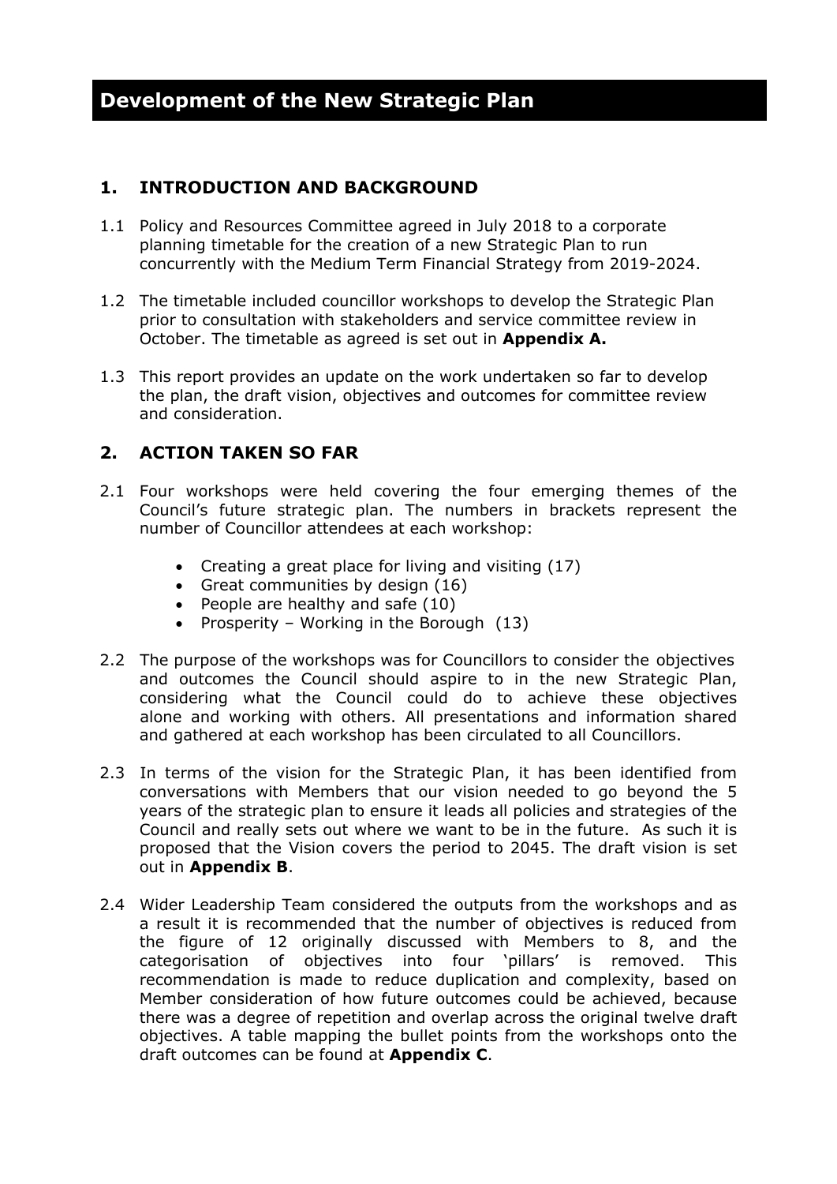# Development of the New Strategic Plan

## 1. INTRODUCTION AND BACKGROUND

1.1 Policy and Resources Committee agreed in July 2018 to a corporate planning timetable for the creation of a new Strategic Plan to run concurrently with the Medium Term Financial Strategy from 2019-2024.

1.2 The timetable included councillor workshops to develop the Strategic Plan prior to consultation with stakeholders and service committee review in October. The timetable as agreed is set out in **Appendix A.**

1.3 This report provides an update on the work undertaken so far to develop the plan, the draft vision, objectives and outcomes for committee review and consideration.

## 2. ACTION TAKEN SO FAR

2.1 Four workshops were held covering the four emerging themes of the Council's future strategic plan. The numbers in brackets represent the number of Councillor attendees at each workshop:

- Creating a great place for living and visiting (17)
- Great communities by design (16)
- People are healthy and safe (10)
- Prosperity – Working in the Borough (13)

2.2 The purpose of the workshops was for Councillors to consider the objectives and outcomes the Council should aspire to in the new Strategic Plan, considering what the Council could do to achieve these objectives alone and working with others. All presentations and information shared and gathered at each workshop has been circulated to all Councillors.

2.3 In terms of the vision for the Strategic Plan, it has been identified from conversations with Members that our vision needed to go beyond the 5 years of the strategic plan to ensure it leads all policies and strategies of the Council and really sets out where we want to be in the future. As such it is proposed that the Vision covers the period to 2045. The draft vision is set out in **Appendix B**.

2.4 Wider Leadership Team considered the outputs from the workshops and as a result it is recommended that the number of objectives is reduced from the figure of 12 originally discussed with Members to 8, and the categorisation of objectives into four 'pillars' is removed. This recommendation is made to reduce duplication and complexity, based on Member consideration of how future outcomes could be achieved, because there was a degree of repetition and overlap across the original twelve draft objectives. A table mapping the bullet points from the workshops onto the draft outcomes can be found at **Appendix C**.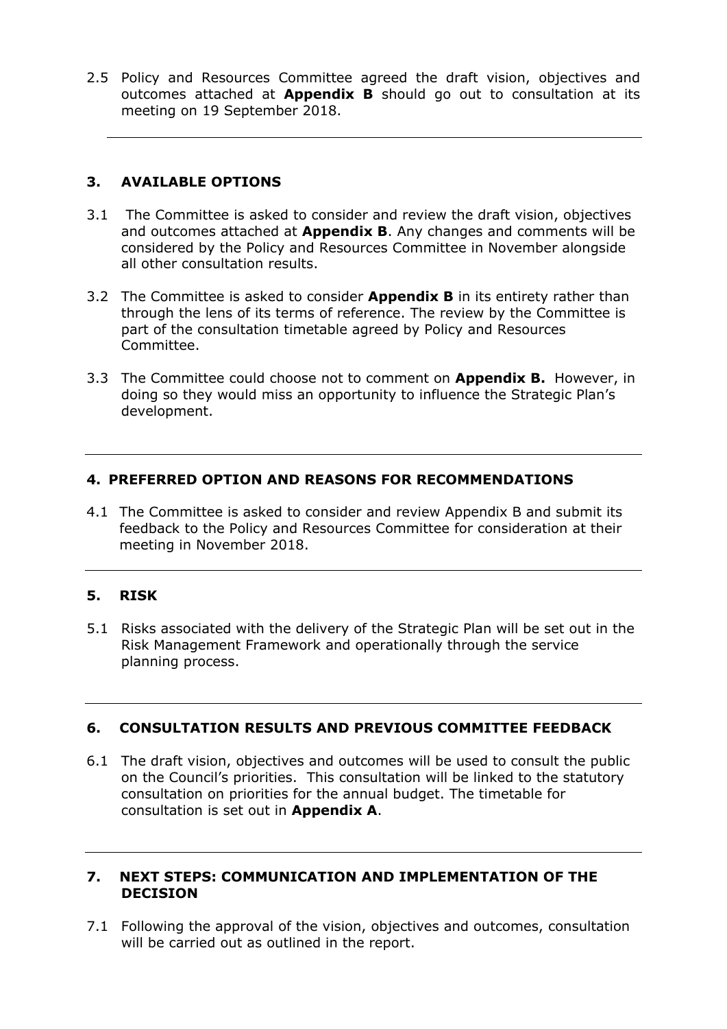2.5 Policy and Resources Committee agreed the draft vision, objectives and outcomes attached at **Appendix B** should go out to consultation at its meeting on 19 September 2018.

## 3. AVAILABLE OPTIONS

3.1 The Committee is asked to consider and review the draft vision, objectives and outcomes attached at **Appendix B**. Any changes and comments will be considered by the Policy and Resources Committee in November alongside all other consultation results.

3.2 The Committee is asked to consider **Appendix B** in its entirety rather than through the lens of its terms of reference. The review by the Committee is part of the consultation timetable agreed by Policy and Resources Committee.

3.3 The Committee could choose not to comment on **Appendix B.** However, in doing so they would miss an opportunity to influence the Strategic Plan's development.

## 4. PREFERRED OPTION AND REASONS FOR RECOMMENDATIONS

4.1 The Committee is asked to consider and review Appendix B and submit its feedback to the Policy and Resources Committee for consideration at their meeting in November 2018.

## 5. RISK

5.1 Risks associated with the delivery of the Strategic Plan will be set out in the Risk Management Framework and operationally through the service planning process.

## 6. CONSULTATION RESULTS AND PREVIOUS COMMITTEE FEEDBACK

6.1 The draft vision, objectives and outcomes will be used to consult the public on the Council's priorities. This consultation will be linked to the statutory consultation on priorities for the annual budget. The timetable for consultation is set out in **Appendix A**.

## 7. NEXT STEPS: COMMUNICATION AND IMPLEMENTATION OF THE DECISION

7.1 Following the approval of the vision, objectives and outcomes, consultation will be carried out as outlined in the report.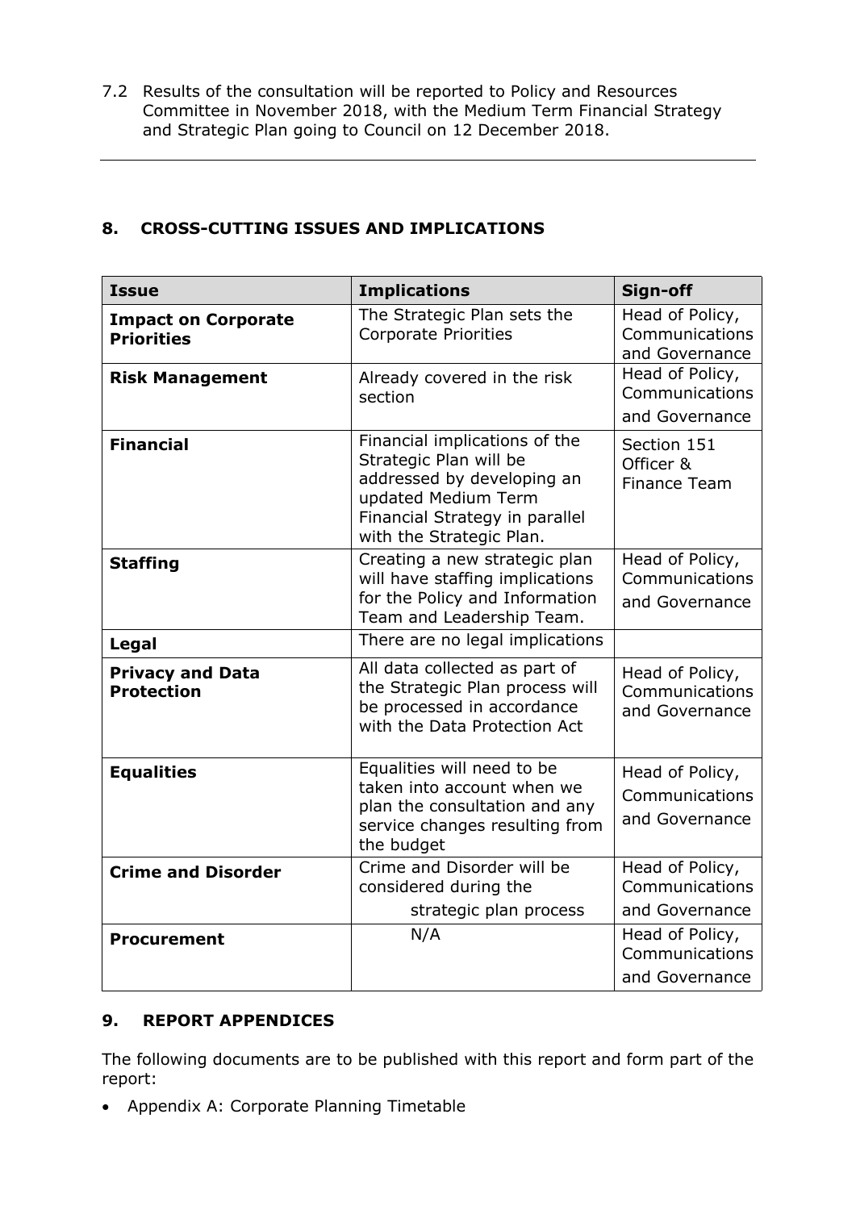7.2 Results of the consultation will be reported to Policy and Resources Committee in November 2018, with the Medium Term Financial Strategy and Strategic Plan going to Council on 12 December 2018.

---

## 8. CROSS-CUTTING ISSUES AND IMPLICATIONS

| Issue | Implications | Sign-off |
|---|---|---|
| **Impact on Corporate Priorities** | The Strategic Plan sets the Corporate Priorities | Head of Policy, Communications and Governance |
| **Risk Management** | Already covered in the risk section | Head of Policy, Communications and Governance |
| **Financial** | Financial implications of the Strategic Plan will be addressed by developing an updated Medium Term Financial Strategy in parallel with the Strategic Plan. | Section 151 Officer & Finance Team |
| **Staffing** | Creating a new strategic plan will have staffing implications for the Policy and Information Team and Leadership Team. | Head of Policy, Communications and Governance |
| **Legal** | There are no legal implications | |
| **Privacy and Data Protection** | All data collected as part of the Strategic Plan process will be processed in accordance with the Data Protection Act | Head of Policy, Communications and Governance |
| **Equalities** | Equalities will need to be taken into account when we plan the consultation and any service changes resulting from the budget | Head of Policy, Communications and Governance |
| **Crime and Disorder** | Crime and Disorder will be considered during the strategic plan process | Head of Policy, Communications and Governance |
| **Procurement** | N/A | Head of Policy, Communications and Governance |

## 9. REPORT APPENDICES

The following documents are to be published with this report and form part of the report:

- Appendix A: Corporate Planning Timetable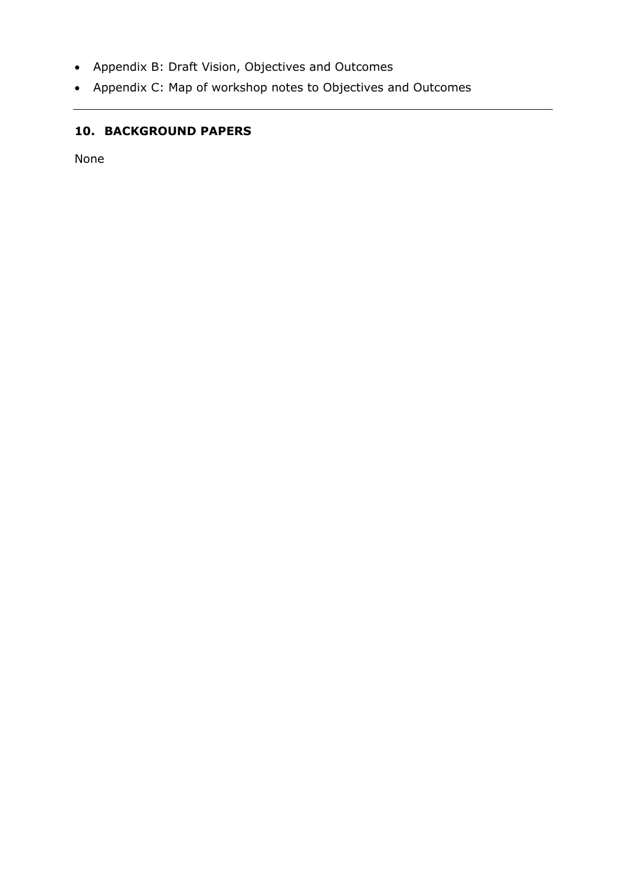- Appendix B: Draft Vision, Objectives and Outcomes
- Appendix C: Map of workshop notes to Objectives and Outcomes

---

## 10. BACKGROUND PAPERS

None